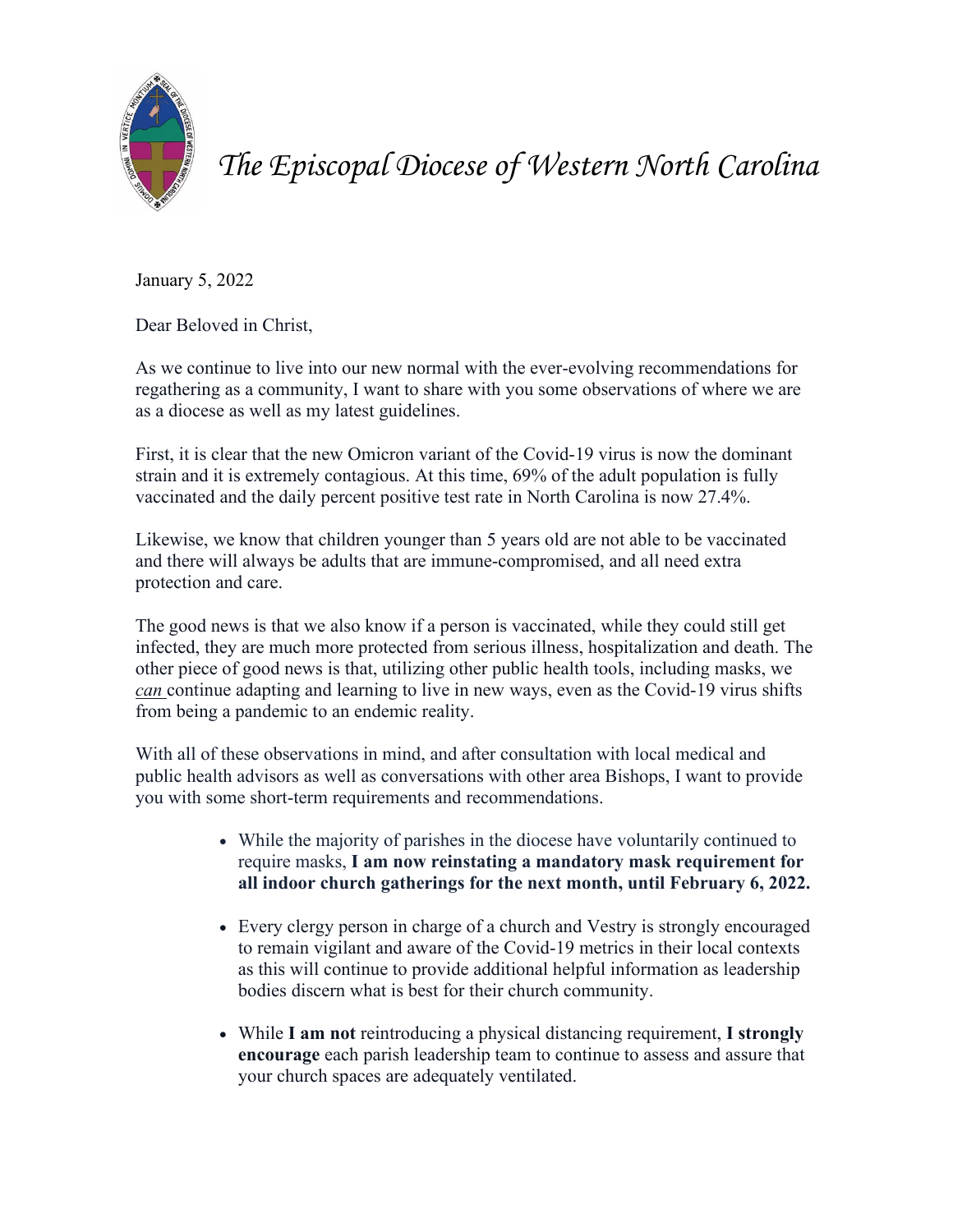# *The Episcopal Diocese of Western North Carolina*

January 5, 2022

Dear Beloved in Christ,

As we continue to live into our new normal with the ever-evolving recommendations for regathering as a community, I want to share with you some observations of where we are as a diocese as well as my latest guidelines.

First, it is clear that the new Omicron variant of the Covid-19 virus is now the dominant strain and it is extremely contagious. At this time, 69% of the adult population is fully vaccinated and the daily percent positive test rate in North Carolina is now 27.4%.

Likewise, we know that children younger than 5 years old are not able to be vaccinated and there will always be adults that are immune-compromised, and all need extra protection and care.

The good news is that we also know if a person is vaccinated, while they could still get infected, they are much more protected from serious illness, hospitalization and death. The other piece of good news is that, utilizing other public health tools, including masks, we *can* continue adapting and learning to live in new ways, even as the Covid-19 virus shifts from being a pandemic to an endemic reality.

With all of these observations in mind, and after consultation with local medical and public health advisors as well as conversations with other area Bishops, I want to provide you with some short-term requirements and recommendations.

- While the majority of parishes in the diocese have voluntarily continued to require masks, **I am now reinstating a mandatory mask requirement for all indoor church gatherings for the next month, until February 6, 2022.**

- Every clergy person in charge of a church and Vestry is strongly encouraged to remain vigilant and aware of the Covid-19 metrics in their local contexts as this will continue to provide additional helpful information as leadership bodies discern what is best for their church community.

- While **I am not** reintroducing a physical distancing requirement, **I strongly encourage** each parish leadership team to continue to assess and assure that your church spaces are adequately ventilated.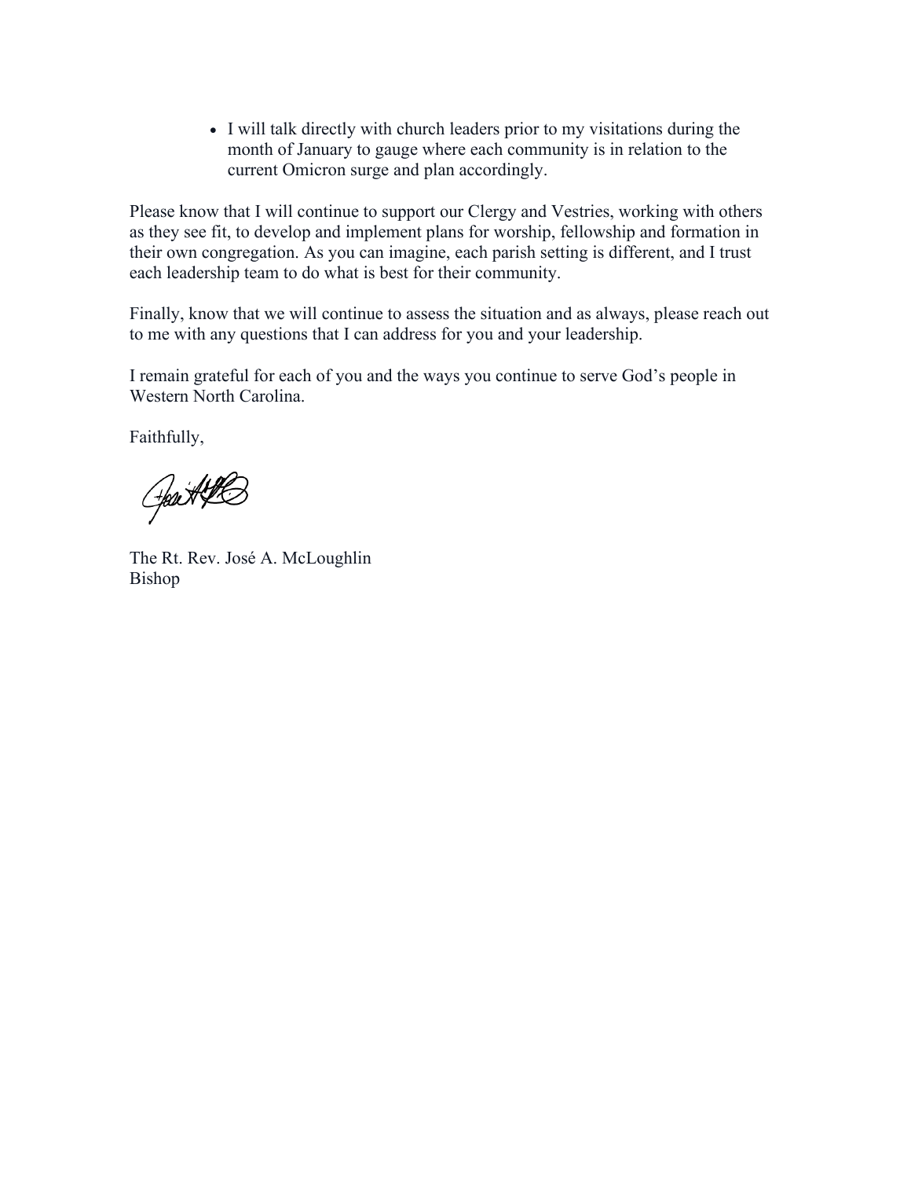- I will talk directly with church leaders prior to my visitations during the month of January to gauge where each community is in relation to the current Omicron surge and plan accordingly.

Please know that I will continue to support our Clergy and Vestries, working with others as they see fit, to develop and implement plans for worship, fellowship and formation in their own congregation. As you can imagine, each parish setting is different, and I trust each leadership team to do what is best for their community.

Finally, know that we will continue to assess the situation and as always, please reach out to me with any questions that I can address for you and your leadership.

I remain grateful for each of you and the ways you continue to serve God's people in Western North Carolina.

Faithfully,

The Rt. Rev. José A. McLoughlin
Bishop